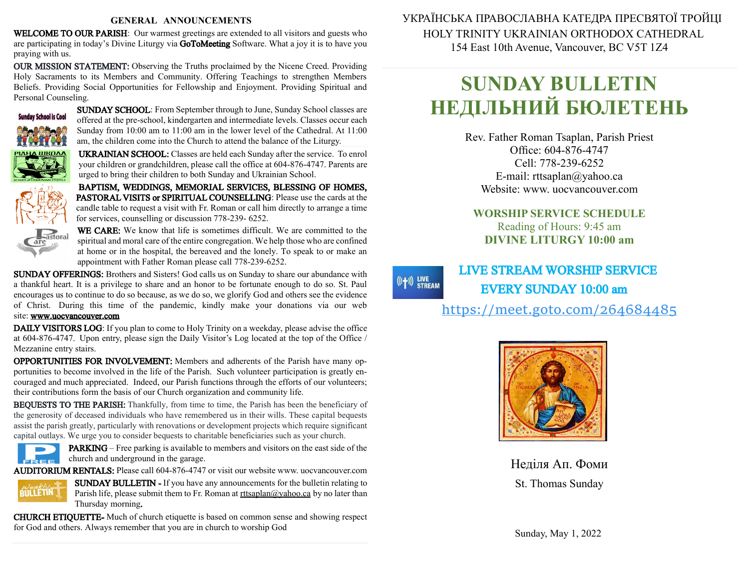## GENERAL ANNOUNCEMENTS

**WELCOME TO OUR PARISH**: Our warmest greetings are extended to all visitors and guests who are participating in today's Divine Liturgy via **GoToMeeting** Software. What a joy it is to have you praying with us.

**OUR MISSION STATEMENT:** Observing the Truths proclaimed by the Nicene Creed. Providing Holy Sacraments to its Members and Community. Offering Teachings to strengthen Members Beliefs. Providing Social Opportunities for Fellowship and Enjoyment. Providing Spiritual and Personal Counseling.

**SUNDAY SCHOOL**: From September through to June, Sunday School classes are offered at the pre-school, kindergarten and intermediate levels. Classes occur each Sunday from 10:00 am to 11:00 am in the lower level of the Cathedral. At 11:00 am, the children come into the Church to attend the balance of the Liturgy.

**UKRAINIAN SCHOOL:** Classes are held each Sunday after the service. To enrol your children or grandchildren, please call the office at 604-876-4747. Parents are urged to bring their children to both Sunday and Ukrainian School.

**BAPTISM, WEDDINGS, MEMORIAL SERVICES, BLESSING OF HOMES, PASTORAL VISITS or SPIRITUAL COUNSELLING**: Please use the cards at the candle table to request a visit with Fr. Roman or call him directly to arrange a time for services, counselling or discussion 778-239- 6252.

**WE CARE:** We know that life is sometimes difficult. We are committed to the spiritual and moral care of the entire congregation. We help those who are confined at home or in the hospital, the bereaved and the lonely. To speak to or make an appointment with Father Roman please call 778-239-6252.

**SUNDAY OFFERINGS:** Brothers and Sisters! God calls us on Sunday to share our abundance with a thankful heart. It is a privilege to share and an honor to be fortunate enough to do so. St. Paul encourages us to continue to do so because, as we do so, we glorify God and others see the evidence of Christ. During this time of the pandemic, kindly make your donations via our web site: www.uocvancouver.com

**DAILY VISITORS LOG**: If you plan to come to Holy Trinity on a weekday, please advise the office at 604-876-4747. Upon entry, please sign the Daily Visitor's Log located at the top of the Office / Mezzanine entry stairs.

**OPPORTUNITIES FOR INVOLVEMENT:** Members and adherents of the Parish have many opportunities to become involved in the life of the Parish. Such volunteer participation is greatly encouraged and much appreciated. Indeed, our Parish functions through the efforts of our volunteers; their contributions form the basis of our Church organization and community life.

**BEQUESTS TO THE PARISH:** Thankfully, from time to time, the Parish has been the beneficiary of the generosity of deceased individuals who have remembered us in their wills. These capital bequests assist the parish greatly, particularly with renovations or development projects which require significant capital outlays. We urge you to consider bequests to charitable beneficiaries such as your church.

**PARKING** – Free parking is available to members and visitors on the east side of the church and underground in the garage.

**AUDITORIUM RENTALS:** Please call 604-876-4747 or visit our website www. uocvancouver.com

**SUNDAY BULLETIN -** If you have any announcements for the bulletin relating to Parish life, please submit them to Fr. Roman at rttsaplan@yahoo.ca by no later than Thursday morning.

**CHURCH ETIQUETTE-** Much of church etiquette is based on common sense and showing respect for God and others. Always remember that you are in church to worship God

УКРАЇНСЬКА ПРАВОСЛАВНА КАТЕДРА ПРЕСВЯТОЇ ТРОЙЦІ

HOLY TRINITY UKRAINIAN ORTHODOX CATHEDRAL

154 East 10th Avenue, Vancouver, BC V5T 1Z4

# SUNDAY BULLETIN
# НЕДІЛЬНИЙ БЮЛЕТЕНЬ

Rev. Father Roman Tsaplan, Parish Priest
Office: 604-876-4747
Cell: 778-239-6252
E-mail: rttsaplan@yahoo.ca
Website: www. uocvancouver.com

**WORSHIP SERVICE SCHEDULE**
Reading of Hours: 9:45 am
**DIVINE LITURGY 10:00 am**

**LIVE STREAM WORSHIP SERVICE**
**EVERY SUNDAY 10:00 am**
https://meet.goto.com/264684485

Неділя Ап. Фоми

St. Thomas Sunday

Sunday, May 1, 2022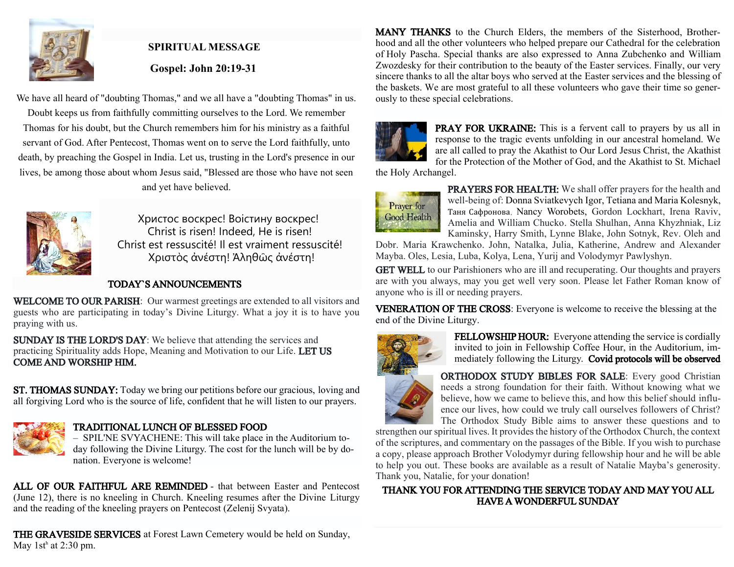## SPIRITUAL MESSAGE

### Gospel: John 20:19-31

We have all heard of "doubting Thomas," and we all have a "doubting Thomas" in us. Doubt keeps us from faithfully committing ourselves to the Lord. We remember Thomas for his doubt, but the Church remembers him for his ministry as a faithful servant of God. After Pentecost, Thomas went on to serve the Lord faithfully, unto death, by preaching the Gospel in India. Let us, trusting in the Lord's presence in our lives, be among those about whom Jesus said, "Blessed are those who have not seen and yet have believed.

Христос воскрес! Воістину воскрес!
Christ is risen! Indeed, He is risen!
Christ est ressuscité! Il est vraiment ressuscité!
Χριστὸς ἀνέστη! Ἀληθῶς ἀνέστη!

## TODAY`S ANNOUNCEMENTS

**WELCOME TO OUR PARISH**: Our warmest greetings are extended to all visitors and guests who are participating in today's Divine Liturgy. What a joy it is to have you praying with us.

**SUNDAY IS THE LORD'S DAY**: We believe that attending the services and practicing Spirituality adds Hope, Meaning and Motivation to our Life. **LET US COME AND WORSHIP HIM.**

**ST. THOMAS SUNDAY:** Today we bring our petitions before our gracious, loving and all forgiving Lord who is the source of life, confident that he will listen to our prayers.

**TRADITIONAL LUNCH OF BLESSED FOOD** – SPIL'NE SVYACHENE: This will take place in the Auditorium today following the Divine Liturgy. The cost for the lunch will be by donation. Everyone is welcome!

**ALL OF OUR FAITHFUL ARE REMINDED** - that between Easter and Pentecost (June 12), there is no kneeling in Church. Kneeling resumes after the Divine Liturgy and the reading of the kneeling prayers on Pentecost (Zelenij Svyata).

**THE GRAVESIDE SERVICES** at Forest Lawn Cemetery would be held on Sunday, May 1st[h] at 2:30 pm.

**MANY THANKS** to the Church Elders, the members of the Sisterhood, Brotherhood and all the other volunteers who helped prepare our Cathedral for the celebration of Holy Pascha. Special thanks are also expressed to Anna Zubchenko and William Zwozdesky for their contribution to the beauty of the Easter services. Finally, our very sincere thanks to all the altar boys who served at the Easter services and the blessing of the baskets. We are most grateful to all these volunteers who gave their time so generously to these special celebrations.

**PRAY FOR UKRAINE:** This is a fervent call to prayers by us all in response to the tragic events unfolding in our ancestral homeland. We are all called to pray the Akathist to Our Lord Jesus Christ, the Akathist for the Protection of the Mother of God, and the Akathist to St. Michael the Holy Archangel.

**PRAYERS FOR HEALTH:** We shall offer prayers for the health and well-being of: Donna Sviatkevych Igor, Tetiana and Maria Kolesnyk, Таня Сафронова, Nancy Worobets, Gordon Lockhart, Irena Raviv, Amelia and William Chucko. Stella Shulhan, Anna Khyzhniak, Liz Kaminsky, Harry Smith, Lynne Blake, John Sotnyk, Rev. Oleh and Dobr. Maria Krawchenko. John, Natalka, Julia, Katherine, Andrew and Alexander Mayba. Oles, Lesia, Luba, Kolya, Lena, Yurij and Volodymyr Pawlyshyn.

**GET WELL** to our Parishioners who are ill and recuperating. Our thoughts and prayers are with you always, may you get well very soon. Please let Father Roman know of anyone who is ill or needing prayers.

**VENERATION OF THE CROSS**: Everyone is welcome to receive the blessing at the end of the Divine Liturgy.

**FELLOWSHIP HOUR:** Everyone attending the service is cordially invited to join in Fellowship Coffee Hour, in the Auditorium, immediately following the Liturgy. **Covid protocols will be observed**

**ORTHODOX STUDY BIBLES FOR SALE**: Every good Christian needs a strong foundation for their faith. Without knowing what we believe, how we came to believe this, and how this belief should influence our lives, how could we truly call ourselves followers of Christ? The Orthodox Study Bible aims to answer these questions and to strengthen our spiritual lives. It provides the history of the Orthodox Church, the context of the scriptures, and commentary on the passages of the Bible. If you wish to purchase a copy, please approach Brother Volodymyr during fellowship hour and he will be able to help you out. These books are available as a result of Natalie Mayba's generosity. Thank you, Natalie, for your donation!

**THANK YOU FOR ATTENDING THE SERVICE TODAY AND MAY YOU ALL HAVE A WONDERFUL SUNDAY**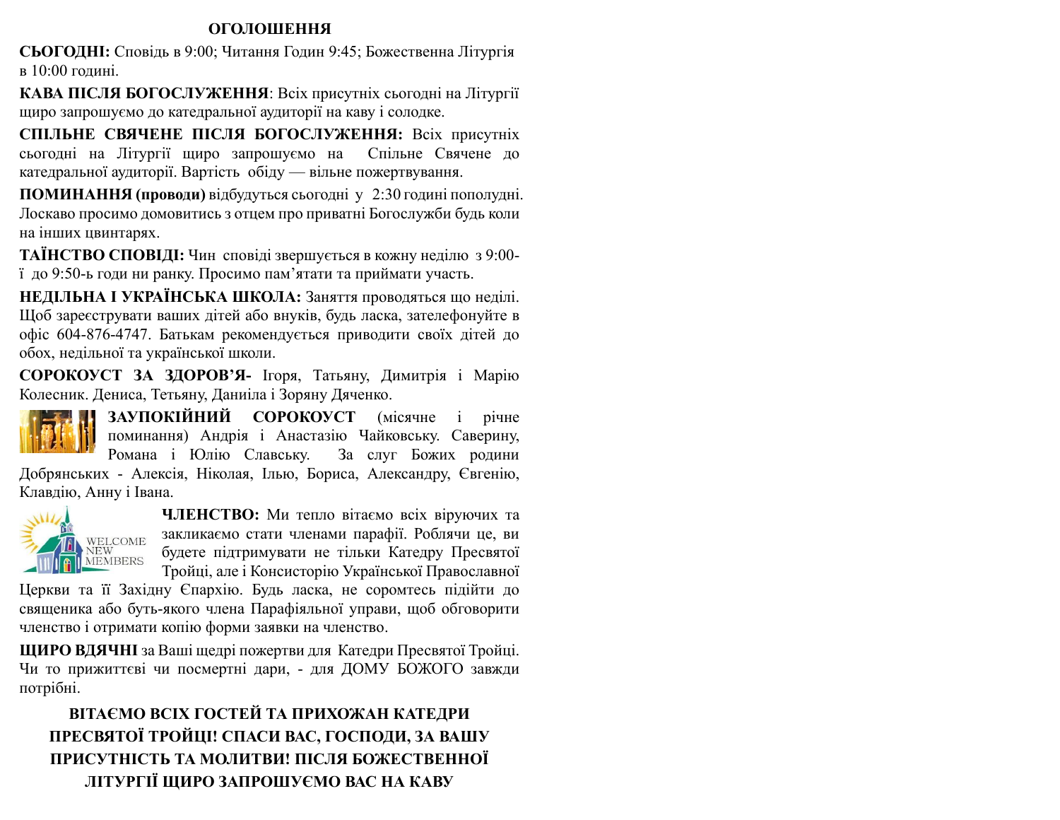## ОГОЛОШЕННЯ

**СЬОГОДНІ:** Сповідь в 9:00; Читання Годин 9:45; Божественна Літургія в 10:00 годині.

**КАВА ПІСЛЯ БОГОСЛУЖЕННЯ**: Всіх присутніх сьогодні на Літургії щиро запрошуємо до катедральної аудиторії на каву і солодке.

**СПІЛЬНЕ СВЯЧЕНЕ ПІСЛЯ БОГОСЛУЖЕННЯ:** Всіх присутніх сьогодні на Літургії щиро запрошуємо на Спільне Свячене до катедральної аудиторії. Вартість обіду — вільне пожертвування.

**ПОМИНАННЯ (проводи)** відбудуться сьогодні у 2:30 годині пополудні. Лоскаво просимо домовитись з отцем про приватні Богослужби будь коли на інших цвинтарях.

**ТАЇНСТВО СПОВІДІ:** Чин сповіді звершується в кожну неділю з 9:00-ї до 9:50-ь годи ни ранку. Просимо пам'ятати та приймати участь.

**НЕДІЛЬНА І УКРАЇНСЬКА ШКОЛА:** Заняття проводяться що неділі. Щоб зареєструвати ваших дітей або внуків, будь ласка, зателефонуйте в офіс 604-876-4747. Батькам рекомендується приводити своїх дітей до обох, недільної та української школи.

**СОРОКОУСТ ЗА ЗДОРОВ'Я-** Ігоря, Татьяну, Димитрія і Марію Колесник. Дениса, Тетьяну, Даниіла і Зоряну Дяченко.

**ЗАУПОКІЙНИЙ СОРОКОУСТ** (місячне і річне поминання) Андрія і Анастазію Чайковську. Саверину, Романа і Юлію Славську. За слуг Божих родини Добрянських - Алексія, Ніколая, Ілью, Бориса, Александру, Євгенію, Клавдію, Анну і Івана.

**ЧЛЕНСТВО:** Ми тепло вітаємо всіх віруючих та закликаємо стати членами парафії. Роблячи це, ви будете підтримувати не тільки Катедру Пресвятої Тройці, але і Консисторію Української Православної Церкви та її Західну Єпархію. Будь ласка, не соромтесь підійти до священика або буть-якого члена Парафіяльної управи, щоб обговорити членство і отримати копію форми заявки на членство.

**ЩИРО ВДЯЧНІ** за Ваші щедрі пожертви для Катедри Пресвятої Тройці. Чи то прижиттєві чи посмертні дари, - для ДОМУ БОЖОГО завжди потрібні.

**ВІТАЄМО ВСІХ ГОСТЕЙ ТА ПРИХОЖАН КАТЕДРИ ПРЕСВЯТОЇ ТРОЙЦІ! СПАСИ ВАС, ГОСПОДИ, ЗА ВАШУ ПРИСУТНІСТЬ ТА МОЛИТВИ! ПІСЛЯ БОЖЕСТВЕННОЇ ЛІТУРГІЇ ЩИРО ЗАПРОШУЄМО ВАС НА КАВУ**